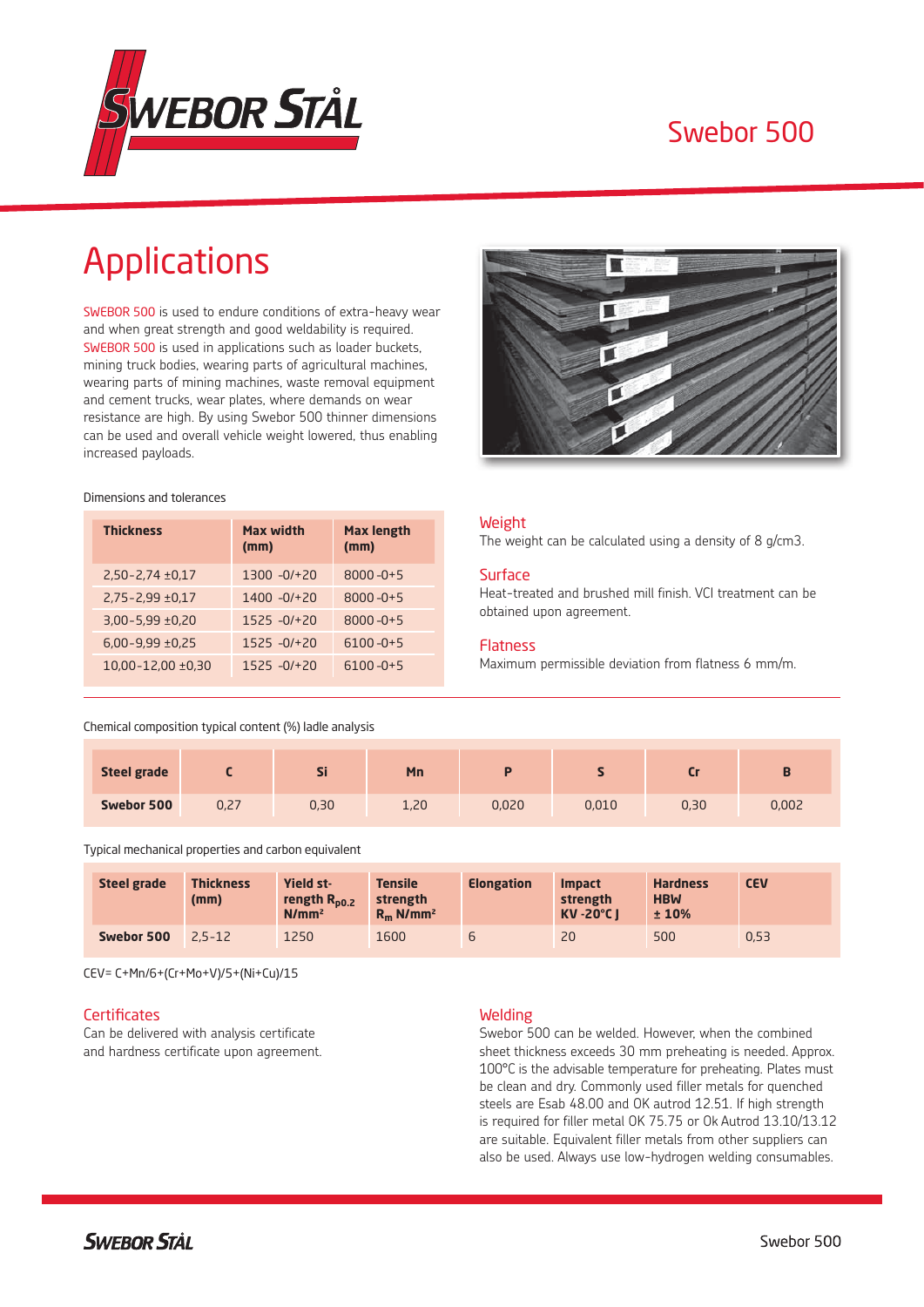# Swebor 500

## Applications

SWEBOR 500 is used to endure conditions of extra-heavy wear and when great strength and good weldability is required. SWEBOR 500 is used in applications such as loader buckets, mining truck bodies, wearing parts of agricultural machines, wearing parts of mining machines, waste removal equipment and cement trucks, wear plates, where demands on wear resistance are high. By using Swebor 500 thinner dimensions can be used and overall vehicle weight lowered, thus enabling increased payloads.

Dimensions and tolerances

| Thickness | Max width (mm) | Max length (mm) |
|---|---|---|
| 2,50-2,74 ±0,17 | 1300 -0/+20 | 8000 -0+5 |
| 2,75-2,99 ±0,17 | 1400 -0/+20 | 8000 -0+5 |
| 3,00-5,99 ±0,20 | 1525 -0/+20 | 8000 -0+5 |
| 6,00-9,99 ±0,25 | 1525 -0/+20 | 6100 -0+5 |
| 10,00-12,00 ±0,30 | 1525 -0/+20 | 6100 -0+5 |

### Weight

The weight can be calculated using a density of 8 g/cm3.

### Surface

Heat-treated and brushed mill finish. VCI treatment can be obtained upon agreement.

### Flatness

Maximum permissible deviation from flatness 6 mm/m.

Chemical composition typical content (%) ladle analysis

| Steel grade | C | Si | Mn | P | S | Cr | B |
|---|---|---|---|---|---|---|---|
| Swebor 500 | 0,27 | 0,30 | 1,20 | 0,020 | 0,010 | 0,30 | 0,002 |

Typical mechanical properties and carbon equivalent

| Steel grade | Thickness (mm) | Yield st-rength $R_{p0.2}$ N/mm² | Tensile strength $R_m$ N/mm² | Elongation | Impact strength KV -20°C J | Hardness HBW ± 10% | CEV |
|---|---|---|---|---|---|---|---|
| Swebor 500 | 2,5-12 | 1250 | 1600 | 6 | 20 | 500 | 0,53 |

CEV= C+Mn/6+(Cr+Mo+V)/5+(Ni+Cu)/15

### Certificates

Can be delivered with analysis certificate and hardness certificate upon agreement.

### Welding

Swebor 500 can be welded. However, when the combined sheet thickness exceeds 30 mm preheating is needed. Approx. 100°C is the advisable temperature for preheating. Plates must be clean and dry. Commonly used filler metals for quenched steels are Esab 48.00 and OK autrod 12.51. If high strength is required for filler metal OK 75.75 or Ok Autrod 13.10/13.12 are suitable. Equivalent filler metals from other suppliers can also be used. Always use low-hydrogen welding consumables.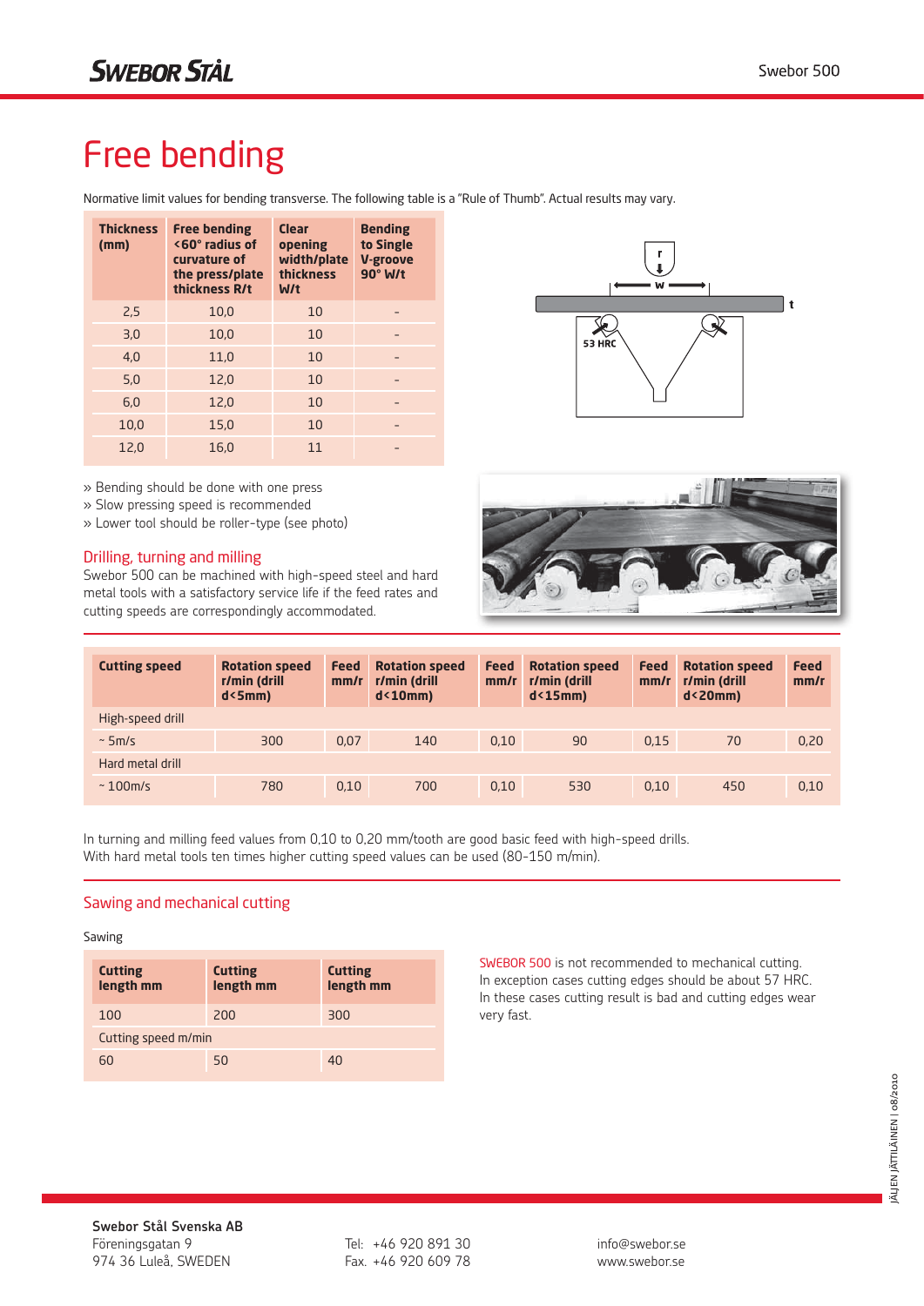# Free bending

Normative limit values for bending transverse. The following table is a "Rule of Thumb". Actual results may vary.

| Thickness (mm) | Free bending <60° radius of curvature of the press/plate thickness R/t | Clear opening width/plate thickness W/t | Bending to Single V-groove 90° W/t |
|---|---|---|---|
| 2,5 | 10,0 | 10 | - |
| 3,0 | 10,0 | 10 | - |
| 4,0 | 11,0 | 10 | - |
| 5,0 | 12,0 | 10 | - |
| 6,0 | 12,0 | 10 | - |
| 10,0 | 15,0 | 10 | - |
| 12,0 | 16,0 | 11 | - |

r

w

t

53 HRC

» Bending should be done with one press
» Slow pressing speed is recommended
» Lower tool should be roller-type (see photo)

## Drilling, turning and milling

Swebor 500 can be machined with high-speed steel and hard metal tools with a satisfactory service life if the feed rates and cutting speeds are correspondingly accommodated.

| Cutting speed | Rotation speed r/min (drill d<5mm) | Feed mm/r | Rotation speed r/min (drill d<10mm) | Feed mm/r | Rotation speed r/min (drill d<15mm) | Feed mm/r | Rotation speed r/min (drill d<20mm) | Feed mm/r |
|---|---|---|---|---|---|---|---|---|
| High-speed drill | | | | | | | | |
| ~ 5m/s | 300 | 0,07 | 140 | 0,10 | 90 | 0,15 | 70 | 0,20 |
| Hard metal drill | | | | | | | | |
| ~ 100m/s | 780 | 0,10 | 700 | 0,10 | 530 | 0,10 | 450 | 0,10 |

In turning and milling feed values from 0,10 to 0,20 mm/tooth are good basic feed with high-speed drills.
With hard metal tools ten times higher cutting speed values can be used (80-150 m/min).

## Sawing and mechanical cutting

Sawing

| Cutting length mm | Cutting length mm | Cutting length mm |
|---|---|---|
| 100 | 200 | 300 |
| Cutting speed m/min | | |
| 60 | 50 | 40 |

SWEBOR 500 is not recommended to mechanical cutting. In exception cases cutting edges should be about 57 HRC. In these cases cutting result is bad and cutting edges wear very fast.

**Swebor Stål Svenska AB**
Föreningsgatan 9
974 36 Luleå, SWEDEN

Tel: +46 920 891 30
Fax. +46 920 609 78

info@swebor.se
www.swebor.se